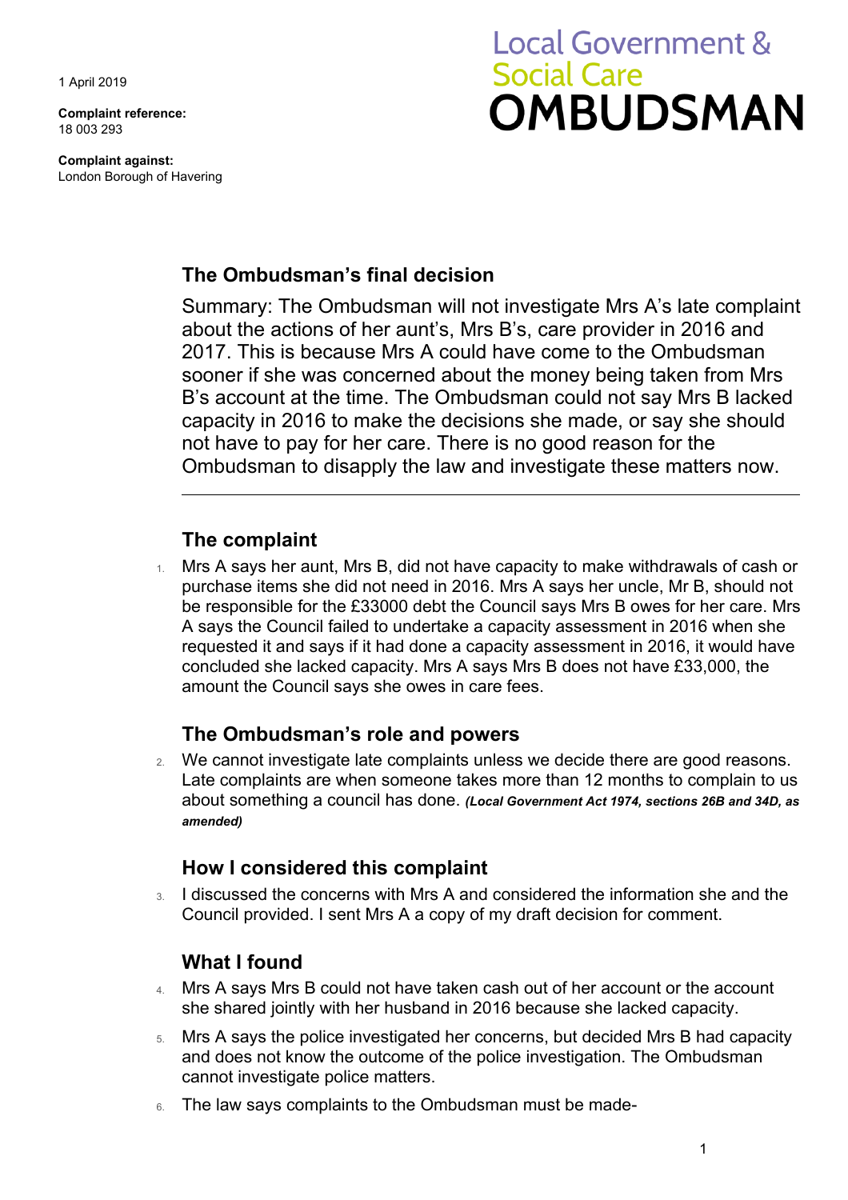1 April 2019

**Complaint reference:**
18 003 293

**Complaint against:**
London Borough of Havering

Local Government & Social Care
**OMBUDSMAN**

## The Ombudsman's final decision

Summary: The Ombudsman will not investigate Mrs A's late complaint about the actions of her aunt's, Mrs B's, care provider in 2016 and 2017. This is because Mrs A could have come to the Ombudsman sooner if she was concerned about the money being taken from Mrs B's account at the time. The Ombudsman could not say Mrs B lacked capacity in 2016 to make the decisions she made, or say she should not have to pay for her care. There is no good reason for the Ombudsman to disapply the law and investigate these matters now.

---

## The complaint

1. Mrs A says her aunt, Mrs B, did not have capacity to make withdrawals of cash or purchase items she did not need in 2016. Mrs A says her uncle, Mr B, should not be responsible for the £33000 debt the Council says Mrs B owes for her care. Mrs A says the Council failed to undertake a capacity assessment in 2016 when she requested it and says if it had done a capacity assessment in 2016, it would have concluded she lacked capacity. Mrs A says Mrs B does not have £33,000, the amount the Council says she owes in care fees.

## The Ombudsman's role and powers

2. We cannot investigate late complaints unless we decide there are good reasons. Late complaints are when someone takes more than 12 months to complain to us about something a council has done. ***(Local Government Act 1974, sections 26B and 34D, as amended)***

## How I considered this complaint

3. I discussed the concerns with Mrs A and considered the information she and the Council provided. I sent Mrs A a copy of my draft decision for comment.

## What I found

4. Mrs A says Mrs B could not have taken cash out of her account or the account she shared jointly with her husband in 2016 because she lacked capacity.
5. Mrs A says the police investigated her concerns, but decided Mrs B had capacity and does not know the outcome of the police investigation. The Ombudsman cannot investigate police matters.
6. The law says complaints to the Ombudsman must be made-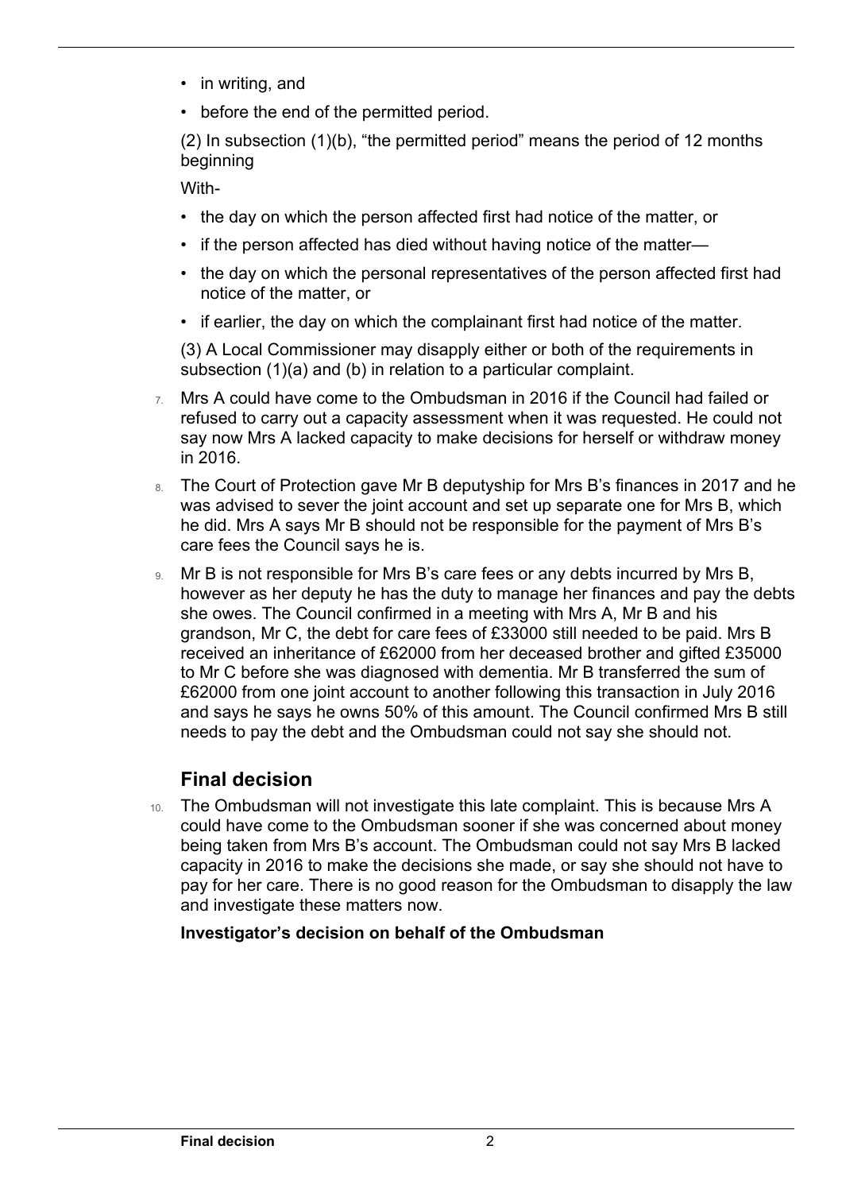- in writing, and
- before the end of the permitted period.

(2) In subsection (1)(b), "the permitted period" means the period of 12 months beginning

With-

- the day on which the person affected first had notice of the matter, or
- if the person affected has died without having notice of the matter—
- the day on which the personal representatives of the person affected first had notice of the matter, or
- if earlier, the day on which the complainant first had notice of the matter.

(3) A Local Commissioner may disapply either or both of the requirements in subsection (1)(a) and (b) in relation to a particular complaint.

7. Mrs A could have come to the Ombudsman in 2016 if the Council had failed or refused to carry out a capacity assessment when it was requested. He could not say now Mrs A lacked capacity to make decisions for herself or withdraw money in 2016.

8. The Court of Protection gave Mr B deputyship for Mrs B's finances in 2017 and he was advised to sever the joint account and set up separate one for Mrs B, which he did. Mrs A says Mr B should not be responsible for the payment of Mrs B's care fees the Council says he is.

9. Mr B is not responsible for Mrs B's care fees or any debts incurred by Mrs B, however as her deputy he has the duty to manage her finances and pay the debts she owes. The Council confirmed in a meeting with Mrs A, Mr B and his grandson, Mr C, the debt for care fees of £33000 still needed to be paid. Mrs B received an inheritance of £62000 from her deceased brother and gifted £35000 to Mr C before she was diagnosed with dementia. Mr B transferred the sum of £62000 from one joint account to another following this transaction in July 2016 and says he says he owns 50% of this amount. The Council confirmed Mrs B still needs to pay the debt and the Ombudsman could not say she should not.

## Final decision

10. The Ombudsman will not investigate this late complaint. This is because Mrs A could have come to the Ombudsman sooner if she was concerned about money being taken from Mrs B's account. The Ombudsman could not say Mrs B lacked capacity in 2016 to make the decisions she made, or say she should not have to pay for her care. There is no good reason for the Ombudsman to disapply the law and investigate these matters now.

**Investigator's decision on behalf of the Ombudsman**